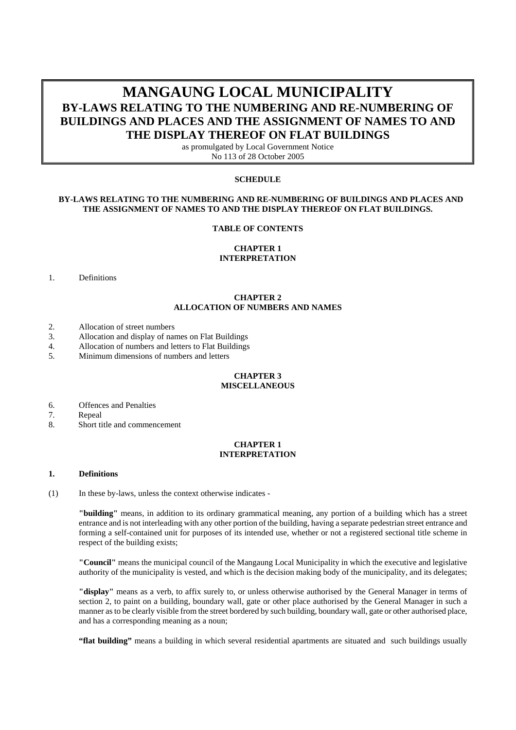# MANGAUNG LOCAL MUNICIPALITY

## BY-LAWS RELATING TO THE NUMBERING AND RE-NUMBERING OF BUILDINGS AND PLACES AND THE ASSIGNMENT OF NAMES TO AND THE DISPLAY THEREOF ON FLAT BUILDINGS

as promulgated by Local Government Notice
No 113 of 28 October 2005

**SCHEDULE**

**BY-LAWS RELATING TO THE NUMBERING AND RE-NUMBERING OF BUILDINGS AND PLACES AND THE ASSIGNMENT OF NAMES TO AND THE DISPLAY THEREOF ON FLAT BUILDINGS.**

**TABLE OF CONTENTS**

**CHAPTER 1**
**INTERPRETATION**

1. Definitions

**CHAPTER 2**
**ALLOCATION OF NUMBERS AND NAMES**

2. Allocation of street numbers
3. Allocation and display of names on Flat Buildings
4. Allocation of numbers and letters to Flat Buildings
5. Minimum dimensions of numbers and letters

**CHAPTER 3**
**MISCELLANEOUS**

6. Offences and Penalties
7. Repeal
8. Short title and commencement

**CHAPTER 1**
**INTERPRETATION**

**1. Definitions**

(1) In these by-laws, unless the context otherwise indicates -

**"building"** means, in addition to its ordinary grammatical meaning, any portion of a building which has a street entrance and is not interleading with any other portion of the building, having a separate pedestrian street entrance and forming a self-contained unit for purposes of its intended use, whether or not a registered sectional title scheme in respect of the building exists;

**"Council"** means the municipal council of the Mangaung Local Municipality in which the executive and legislative authority of the municipality is vested, and which is the decision making body of the municipality, and its delegates;

**"display"** means as a verb, to affix surely to, or unless otherwise authorised by the General Manager in terms of section 2, to paint on a building, boundary wall, gate or other place authorised by the General Manager in such a manner as to be clearly visible from the street bordered by such building, boundary wall, gate or other authorised place, and has a corresponding meaning as a noun;

**"flat building"** means a building in which several residential apartments are situated and such buildings usually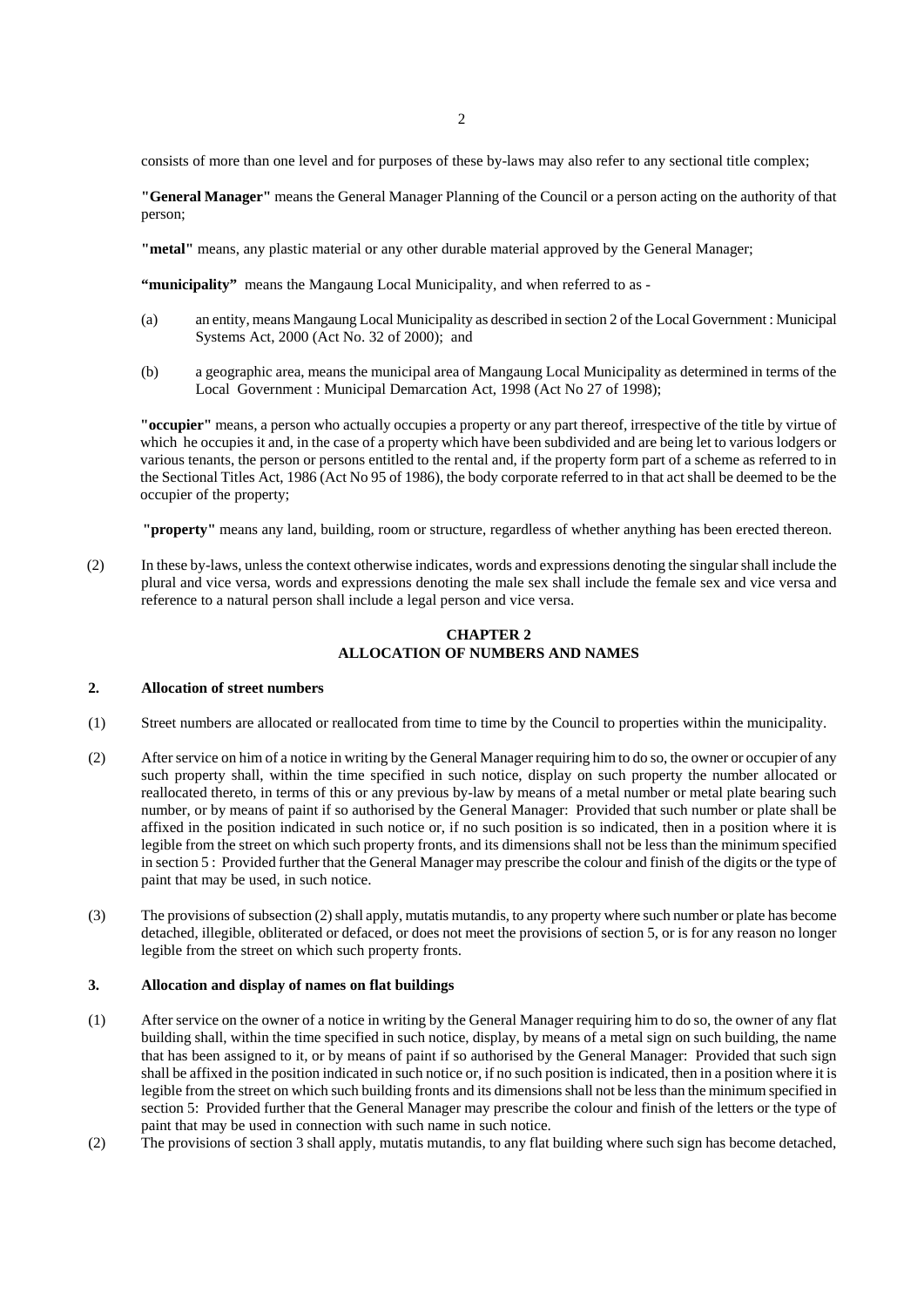consists of more than one level and for purposes of these by-laws may also refer to any sectional title complex;

**"General Manager"** means the General Manager Planning of the Council or a person acting on the authority of that person;

**"metal"** means, any plastic material or any other durable material approved by the General Manager;

**"municipality"** means the Mangaung Local Municipality, and when referred to as -

(a) an entity, means Mangaung Local Municipality as described in section 2 of the Local Government : Municipal Systems Act, 2000 (Act No. 32 of 2000); and

(b) a geographic area, means the municipal area of Mangaung Local Municipality as determined in terms of the Local Government : Municipal Demarcation Act, 1998 (Act No 27 of 1998);

**"occupier"** means, a person who actually occupies a property or any part thereof, irrespective of the title by virtue of which he occupies it and, in the case of a property which have been subdivided and are being let to various lodgers or various tenants, the person or persons entitled to the rental and, if the property form part of a scheme as referred to in the Sectional Titles Act, 1986 (Act No 95 of 1986), the body corporate referred to in that act shall be deemed to be the occupier of the property;

**"property"** means any land, building, room or structure, regardless of whether anything has been erected thereon.

(2) In these by-laws, unless the context otherwise indicates, words and expressions denoting the singular shall include the plural and vice versa, words and expressions denoting the male sex shall include the female sex and vice versa and reference to a natural person shall include a legal person and vice versa.

## CHAPTER 2
## ALLOCATION OF NUMBERS AND NAMES

### 2. Allocation of street numbers

(1) Street numbers are allocated or reallocated from time to time by the Council to properties within the municipality.

(2) After service on him of a notice in writing by the General Manager requiring him to do so, the owner or occupier of any such property shall, within the time specified in such notice, display on such property the number allocated or reallocated thereto, in terms of this or any previous by-law by means of a metal number or metal plate bearing such number, or by means of paint if so authorised by the General Manager: Provided that such number or plate shall be affixed in the position indicated in such notice or, if no such position is so indicated, then in a position where it is legible from the street on which such property fronts, and its dimensions shall not be less than the minimum specified in section 5 : Provided further that the General Manager may prescribe the colour and finish of the digits or the type of paint that may be used, in such notice.

(3) The provisions of subsection (2) shall apply, mutatis mutandis, to any property where such number or plate has become detached, illegible, obliterated or defaced, or does not meet the provisions of section 5, or is for any reason no longer legible from the street on which such property fronts.

### 3. Allocation and display of names on flat buildings

(1) After service on the owner of a notice in writing by the General Manager requiring him to do so, the owner of any flat building shall, within the time specified in such notice, display, by means of a metal sign on such building, the name that has been assigned to it, or by means of paint if so authorised by the General Manager: Provided that such sign shall be affixed in the position indicated in such notice or, if no such position is indicated, then in a position where it is legible from the street on which such building fronts and its dimensions shall not be less than the minimum specified in section 5: Provided further that the General Manager may prescribe the colour and finish of the letters or the type of paint that may be used in connection with such name in such notice.

(2) The provisions of section 3 shall apply, mutatis mutandis, to any flat building where such sign has become detached,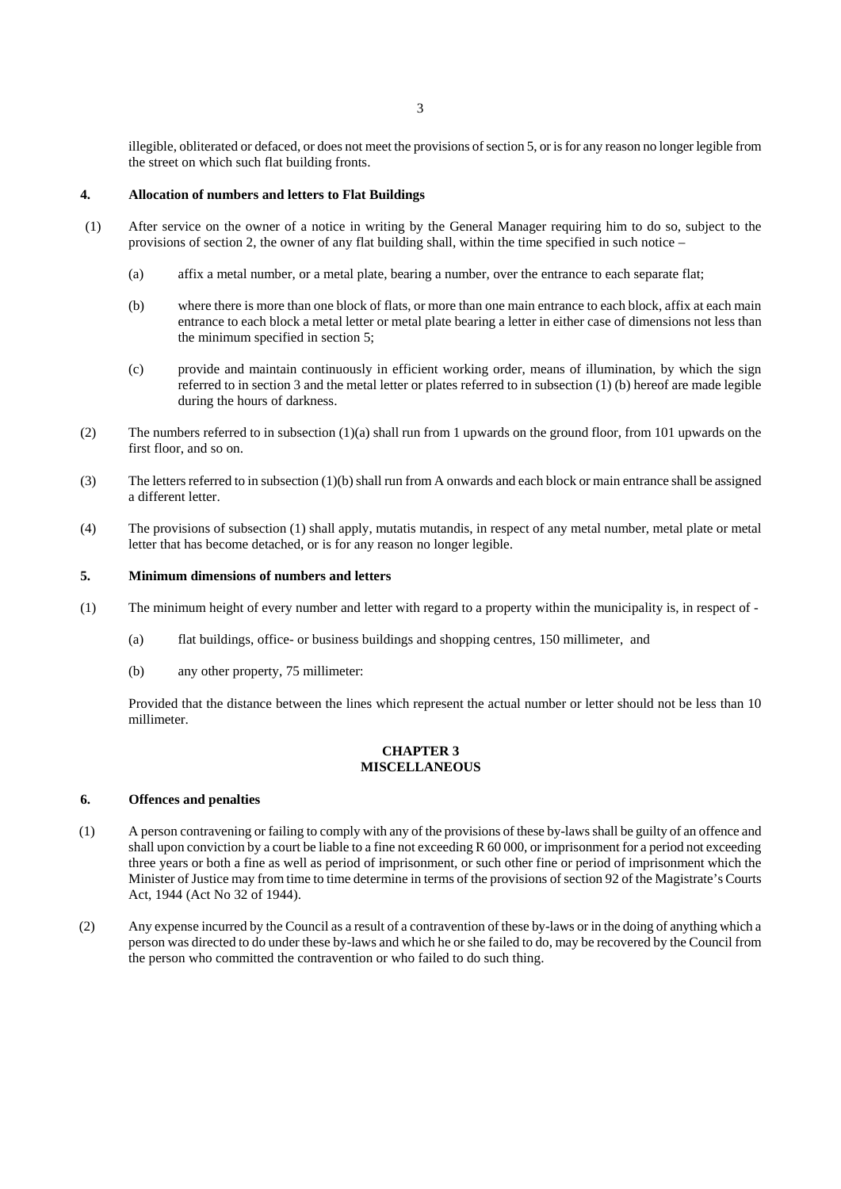illegible, obliterated or defaced, or does not meet the provisions of section 5, or is for any reason no longer legible from the street on which such flat building fronts.

### 4. Allocation of numbers and letters to Flat Buildings

(1) After service on the owner of a notice in writing by the General Manager requiring him to do so, subject to the provisions of section 2, the owner of any flat building shall, within the time specified in such notice –

(a) affix a metal number, or a metal plate, bearing a number, over the entrance to each separate flat;

(b) where there is more than one block of flats, or more than one main entrance to each block, affix at each main entrance to each block a metal letter or metal plate bearing a letter in either case of dimensions not less than the minimum specified in section 5;

(c) provide and maintain continuously in efficient working order, means of illumination, by which the sign referred to in section 3 and the metal letter or plates referred to in subsection (1) (b) hereof are made legible during the hours of darkness.

(2) The numbers referred to in subsection (1)(a) shall run from 1 upwards on the ground floor, from 101 upwards on the first floor, and so on.

(3) The letters referred to in subsection (1)(b) shall run from A onwards and each block or main entrance shall be assigned a different letter.

(4) The provisions of subsection (1) shall apply, mutatis mutandis, in respect of any metal number, metal plate or metal letter that has become detached, or is for any reason no longer legible.

### 5. Minimum dimensions of numbers and letters

(1) The minimum height of every number and letter with regard to a property within the municipality is, in respect of -

(a) flat buildings, office- or business buildings and shopping centres, 150 millimeter, and

(b) any other property, 75 millimeter:

Provided that the distance between the lines which represent the actual number or letter should not be less than 10 millimeter.

## CHAPTER 3
## MISCELLANEOUS

### 6. Offences and penalties

(1) A person contravening or failing to comply with any of the provisions of these by-laws shall be guilty of an offence and shall upon conviction by a court be liable to a fine not exceeding R 60 000, or imprisonment for a period not exceeding three years or both a fine as well as period of imprisonment, or such other fine or period of imprisonment which the Minister of Justice may from time to time determine in terms of the provisions of section 92 of the Magistrate's Courts Act, 1944 (Act No 32 of 1944).

(2) Any expense incurred by the Council as a result of a contravention of these by-laws or in the doing of anything which a person was directed to do under these by-laws and which he or she failed to do, may be recovered by the Council from the person who committed the contravention or who failed to do such thing.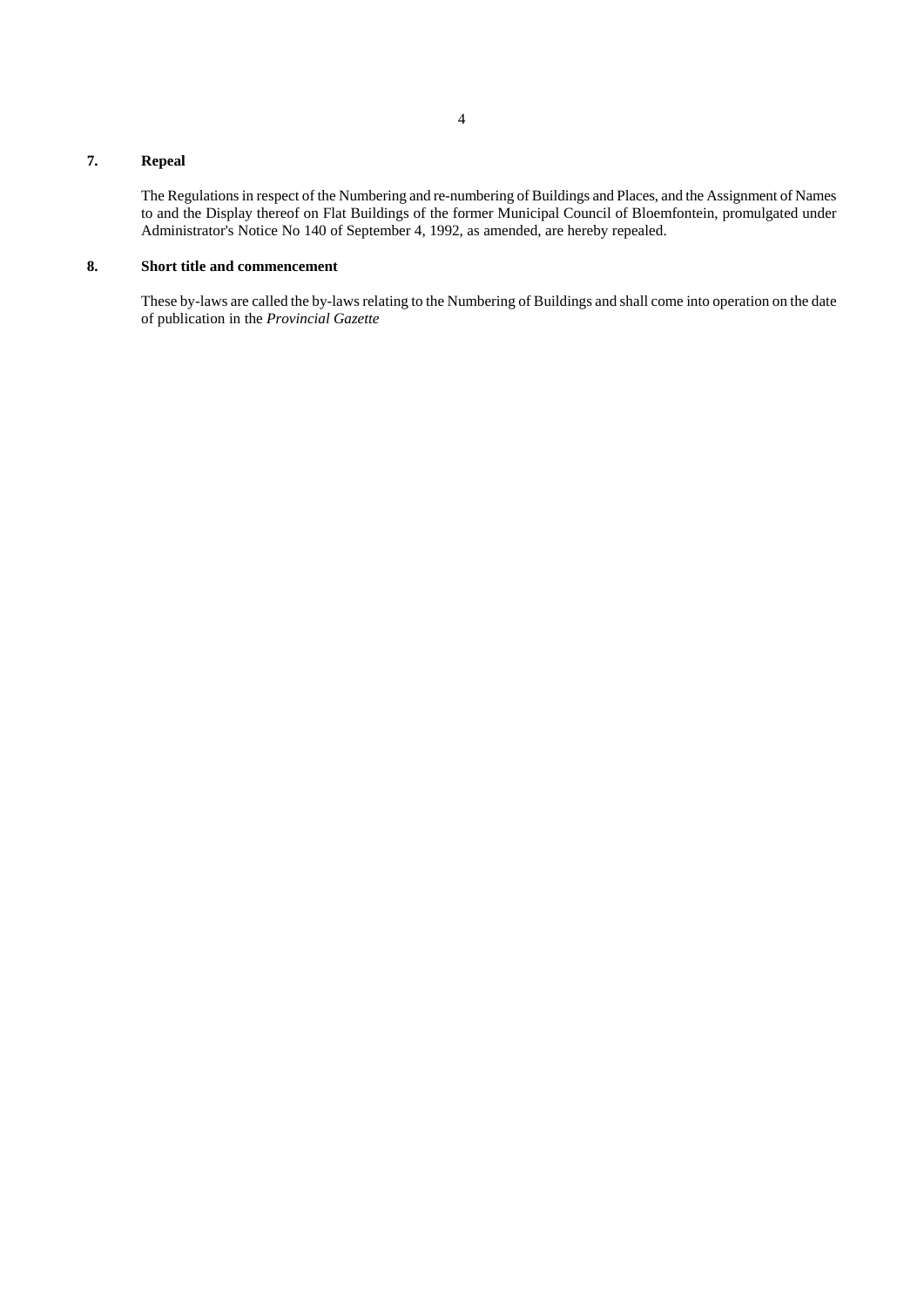## 7. Repeal

The Regulations in respect of the Numbering and re-numbering of Buildings and Places, and the Assignment of Names to and the Display thereof on Flat Buildings of the former Municipal Council of Bloemfontein, promulgated under Administrator's Notice No 140 of September 4, 1992, as amended, are hereby repealed.

## 8. Short title and commencement

These by-laws are called the by-laws relating to the Numbering of Buildings and shall come into operation on the date of publication in the *Provincial Gazette*